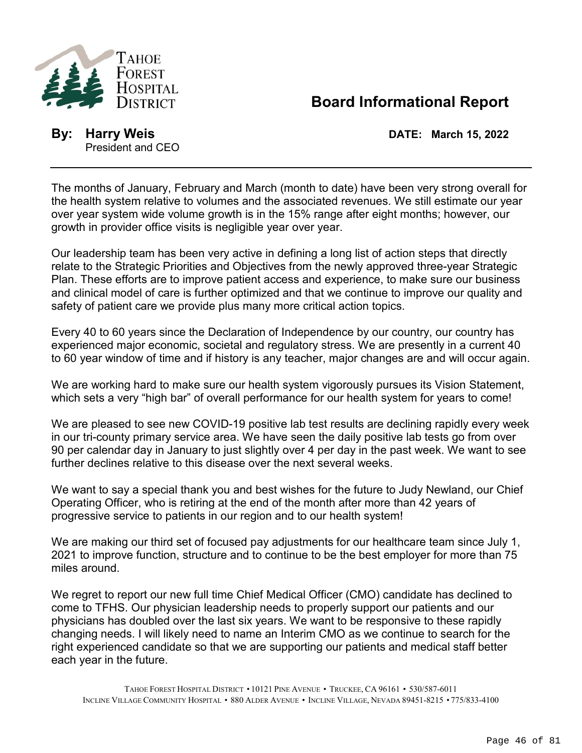Tahoe Forest Hospital District

# Board Informational Report

**By: Harry Weis**
President and CEO

**DATE: March 15, 2022**

---

The months of January, February and March (month to date) have been very strong overall for the health system relative to volumes and the associated revenues. We still estimate our year over year system wide volume growth is in the 15% range after eight months; however, our growth in provider office visits is negligible year over year.

Our leadership team has been very active in defining a long list of action steps that directly relate to the Strategic Priorities and Objectives from the newly approved three-year Strategic Plan. These efforts are to improve patient access and experience, to make sure our business and clinical model of care is further optimized and that we continue to improve our quality and safety of patient care we provide plus many more critical action topics.

Every 40 to 60 years since the Declaration of Independence by our country, our country has experienced major economic, societal and regulatory stress. We are presently in a current 40 to 60 year window of time and if history is any teacher, major changes are and will occur again.

We are working hard to make sure our health system vigorously pursues its Vision Statement, which sets a very "high bar" of overall performance for our health system for years to come!

We are pleased to see new COVID-19 positive lab test results are declining rapidly every week in our tri-county primary service area. We have seen the daily positive lab tests go from over 90 per calendar day in January to just slightly over 4 per day in the past week. We want to see further declines relative to this disease over the next several weeks.

We want to say a special thank you and best wishes for the future to Judy Newland, our Chief Operating Officer, who is retiring at the end of the month after more than 42 years of progressive service to patients in our region and to our health system!

We are making our third set of focused pay adjustments for our healthcare team since July 1, 2021 to improve function, structure and to continue to be the best employer for more than 75 miles around.

We regret to report our new full time Chief Medical Officer (CMO) candidate has declined to come to TFHS. Our physician leadership needs to properly support our patients and our physicians has doubled over the last six years. We want to be responsive to these rapidly changing needs. I will likely need to name an Interim CMO as we continue to search for the right experienced candidate so that we are supporting our patients and medical staff better each year in the future.

Tahoe Forest Hospital District • 10121 Pine Avenue • Truckee, CA 96161 • 530/587-6011
Incline Village Community Hospital • 880 Alder Avenue • Incline Village, Nevada 89451-8215 • 775/833-4100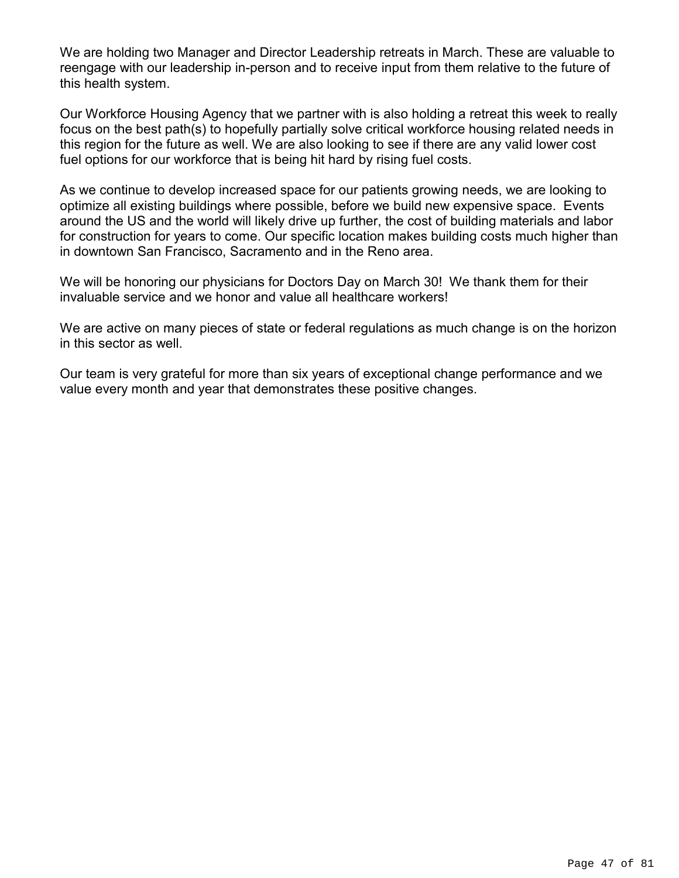We are holding two Manager and Director Leadership retreats in March. These are valuable to reengage with our leadership in-person and to receive input from them relative to the future of this health system.

Our Workforce Housing Agency that we partner with is also holding a retreat this week to really focus on the best path(s) to hopefully partially solve critical workforce housing related needs in this region for the future as well. We are also looking to see if there are any valid lower cost fuel options for our workforce that is being hit hard by rising fuel costs.

As we continue to develop increased space for our patients growing needs, we are looking to optimize all existing buildings where possible, before we build new expensive space. Events around the US and the world will likely drive up further, the cost of building materials and labor for construction for years to come. Our specific location makes building costs much higher than in downtown San Francisco, Sacramento and in the Reno area.

We will be honoring our physicians for Doctors Day on March 30! We thank them for their invaluable service and we honor and value all healthcare workers!

We are active on many pieces of state or federal regulations as much change is on the horizon in this sector as well.

Our team is very grateful for more than six years of exceptional change performance and we value every month and year that demonstrates these positive changes.